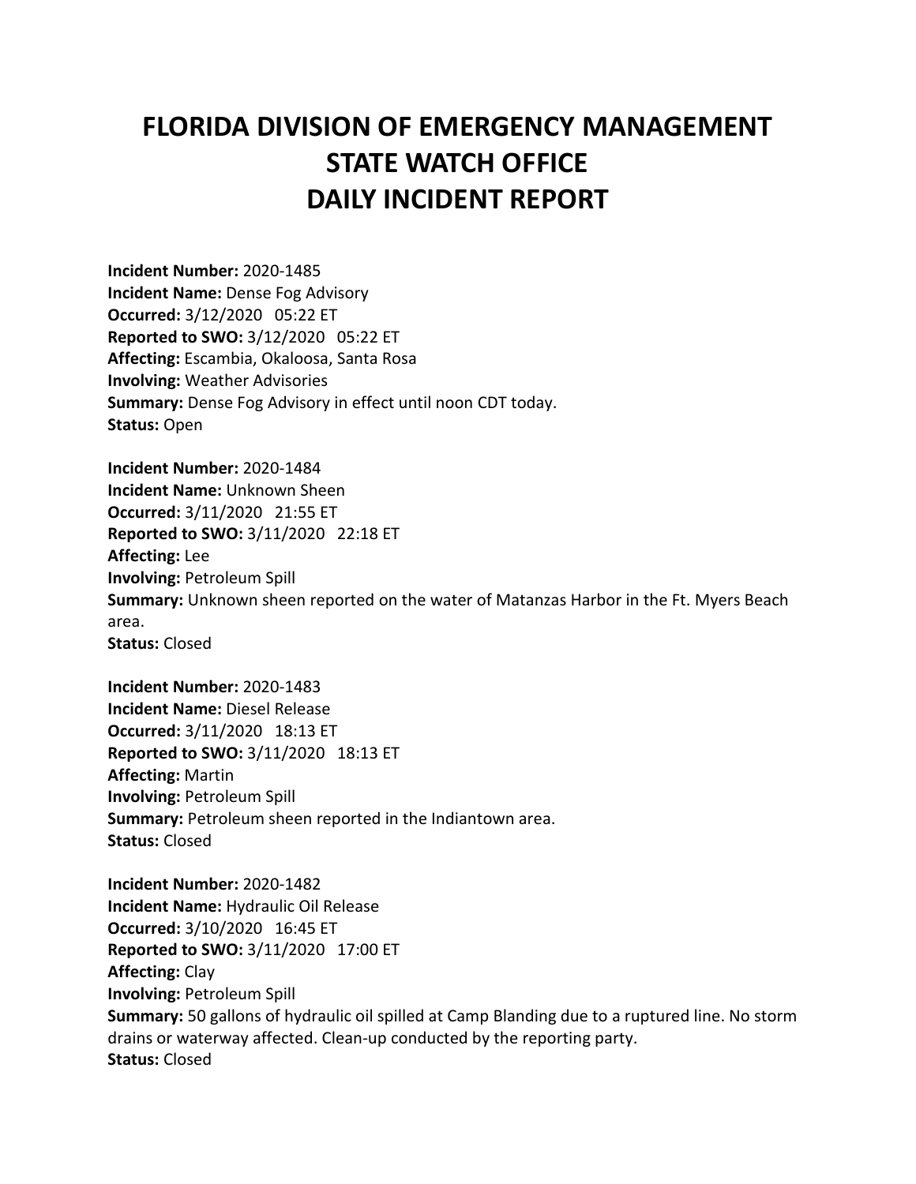# FLORIDA DIVISION OF EMERGENCY MANAGEMENT
# STATE WATCH OFFICE
# DAILY INCIDENT REPORT

**Incident Number:** 2020-1485
**Incident Name:** Dense Fog Advisory
**Occurred:** 3/12/2020 05:22 ET
**Reported to SWO:** 3/12/2020 05:22 ET
**Affecting:** Escambia, Okaloosa, Santa Rosa
**Involving:** Weather Advisories
**Summary:** Dense Fog Advisory in effect until noon CDT today.
**Status:** Open

**Incident Number:** 2020-1484
**Incident Name:** Unknown Sheen
**Occurred:** 3/11/2020 21:55 ET
**Reported to SWO:** 3/11/2020 22:18 ET
**Affecting:** Lee
**Involving:** Petroleum Spill
**Summary:** Unknown sheen reported on the water of Matanzas Harbor in the Ft. Myers Beach area.
**Status:** Closed

**Incident Number:** 2020-1483
**Incident Name:** Diesel Release
**Occurred:** 3/11/2020 18:13 ET
**Reported to SWO:** 3/11/2020 18:13 ET
**Affecting:** Martin
**Involving:** Petroleum Spill
**Summary:** Petroleum sheen reported in the Indiantown area.
**Status:** Closed

**Incident Number:** 2020-1482
**Incident Name:** Hydraulic Oil Release
**Occurred:** 3/10/2020 16:45 ET
**Reported to SWO:** 3/11/2020 17:00 ET
**Affecting:** Clay
**Involving:** Petroleum Spill
**Summary:** 50 gallons of hydraulic oil spilled at Camp Blanding due to a ruptured line. No storm drains or waterway affected. Clean-up conducted by the reporting party.
**Status:** Closed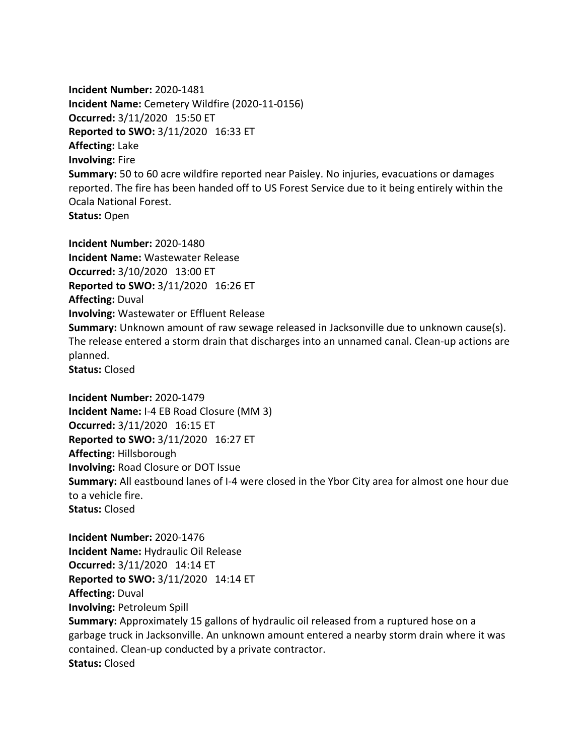**Incident Number:** 2020-1481
**Incident Name:** Cemetery Wildfire (2020-11-0156)
**Occurred:** 3/11/2020 15:50 ET
**Reported to SWO:** 3/11/2020 16:33 ET
**Affecting:** Lake
**Involving:** Fire
**Summary:** 50 to 60 acre wildfire reported near Paisley. No injuries, evacuations or damages reported. The fire has been handed off to US Forest Service due to it being entirely within the Ocala National Forest.
**Status:** Open

**Incident Number:** 2020-1480
**Incident Name:** Wastewater Release
**Occurred:** 3/10/2020 13:00 ET
**Reported to SWO:** 3/11/2020 16:26 ET
**Affecting:** Duval
**Involving:** Wastewater or Effluent Release
**Summary:** Unknown amount of raw sewage released in Jacksonville due to unknown cause(s). The release entered a storm drain that discharges into an unnamed canal. Clean-up actions are planned.
**Status:** Closed

**Incident Number:** 2020-1479
**Incident Name:** I-4 EB Road Closure (MM 3)
**Occurred:** 3/11/2020 16:15 ET
**Reported to SWO:** 3/11/2020 16:27 ET
**Affecting:** Hillsborough
**Involving:** Road Closure or DOT Issue
**Summary:** All eastbound lanes of I-4 were closed in the Ybor City area for almost one hour due to a vehicle fire.
**Status:** Closed

**Incident Number:** 2020-1476
**Incident Name:** Hydraulic Oil Release
**Occurred:** 3/11/2020 14:14 ET
**Reported to SWO:** 3/11/2020 14:14 ET
**Affecting:** Duval
**Involving:** Petroleum Spill
**Summary:** Approximately 15 gallons of hydraulic oil released from a ruptured hose on a garbage truck in Jacksonville. An unknown amount entered a nearby storm drain where it was contained. Clean-up conducted by a private contractor.
**Status:** Closed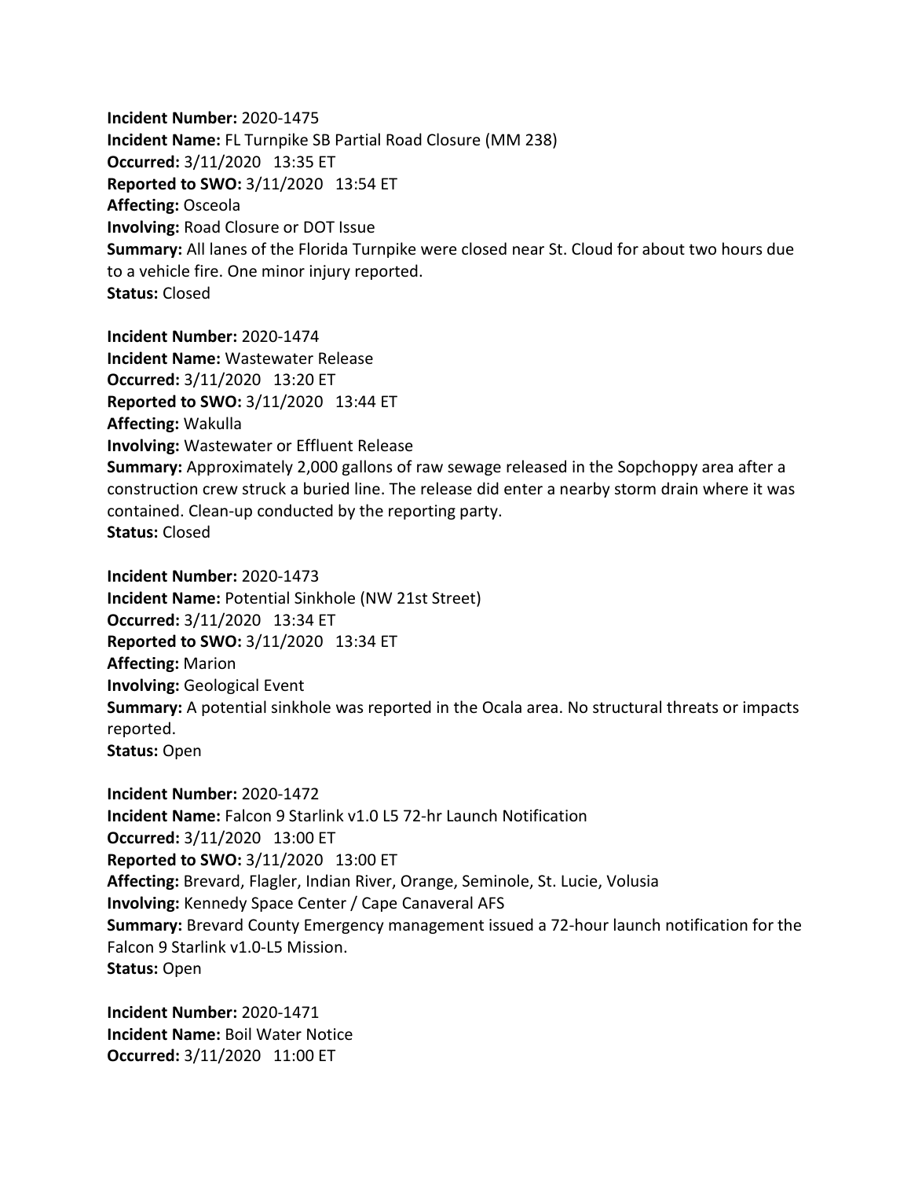**Incident Number:** 2020-1475
**Incident Name:** FL Turnpike SB Partial Road Closure (MM 238)
**Occurred:** 3/11/2020 13:35 ET
**Reported to SWO:** 3/11/2020 13:54 ET
**Affecting:** Osceola
**Involving:** Road Closure or DOT Issue
**Summary:** All lanes of the Florida Turnpike were closed near St. Cloud for about two hours due to a vehicle fire. One minor injury reported.
**Status:** Closed

**Incident Number:** 2020-1474
**Incident Name:** Wastewater Release
**Occurred:** 3/11/2020 13:20 ET
**Reported to SWO:** 3/11/2020 13:44 ET
**Affecting:** Wakulla
**Involving:** Wastewater or Effluent Release
**Summary:** Approximately 2,000 gallons of raw sewage released in the Sopchoppy area after a construction crew struck a buried line. The release did enter a nearby storm drain where it was contained. Clean-up conducted by the reporting party.
**Status:** Closed

**Incident Number:** 2020-1473
**Incident Name:** Potential Sinkhole (NW 21st Street)
**Occurred:** 3/11/2020 13:34 ET
**Reported to SWO:** 3/11/2020 13:34 ET
**Affecting:** Marion
**Involving:** Geological Event
**Summary:** A potential sinkhole was reported in the Ocala area. No structural threats or impacts reported.
**Status:** Open

**Incident Number:** 2020-1472
**Incident Name:** Falcon 9 Starlink v1.0 L5 72-hr Launch Notification
**Occurred:** 3/11/2020 13:00 ET
**Reported to SWO:** 3/11/2020 13:00 ET
**Affecting:** Brevard, Flagler, Indian River, Orange, Seminole, St. Lucie, Volusia
**Involving:** Kennedy Space Center / Cape Canaveral AFS
**Summary:** Brevard County Emergency management issued a 72-hour launch notification for the Falcon 9 Starlink v1.0-L5 Mission.
**Status:** Open

**Incident Number:** 2020-1471
**Incident Name:** Boil Water Notice
**Occurred:** 3/11/2020 11:00 ET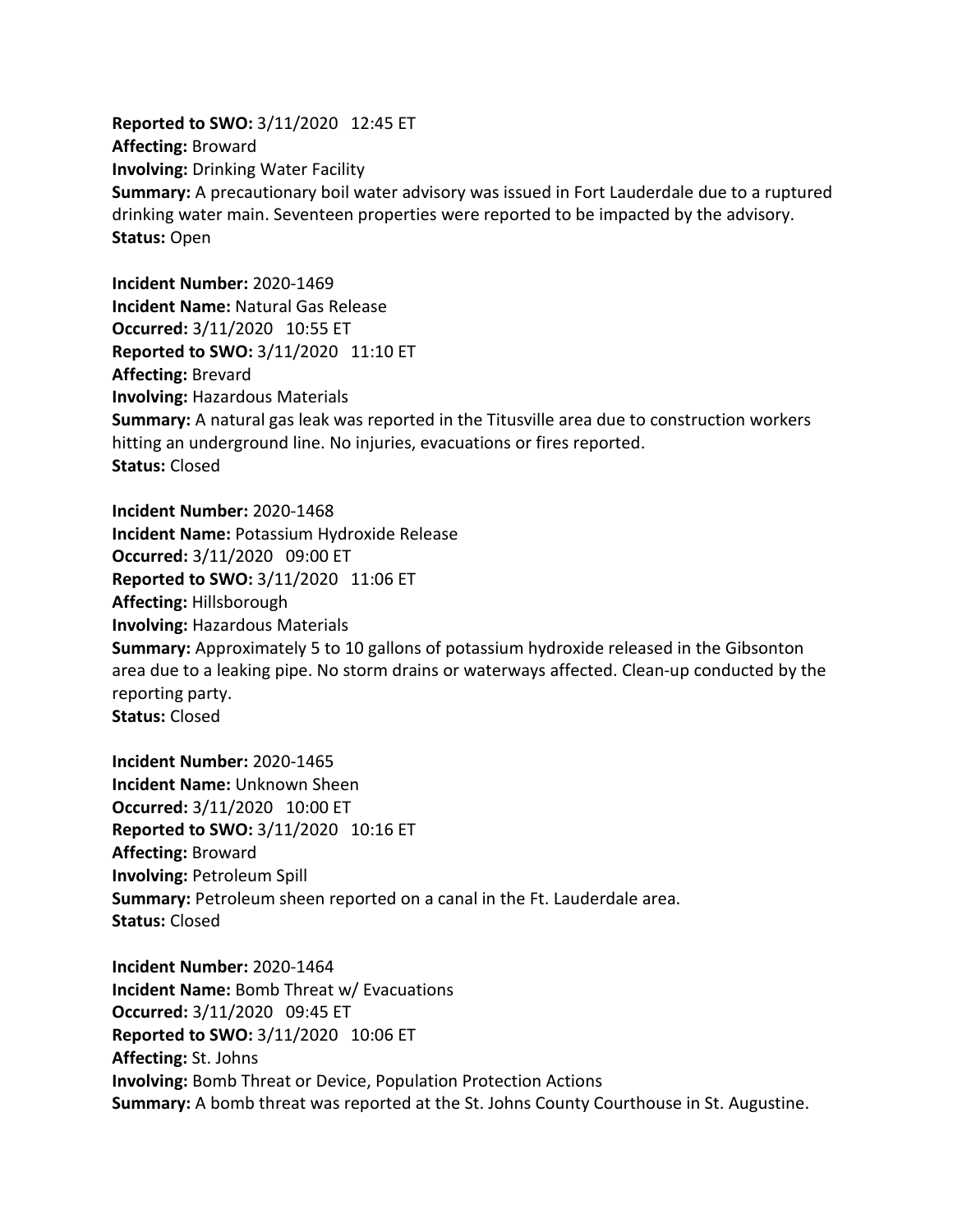**Reported to SWO:** 3/11/2020 12:45 ET
**Affecting:** Broward
**Involving:** Drinking Water Facility
**Summary:** A precautionary boil water advisory was issued in Fort Lauderdale due to a ruptured drinking water main. Seventeen properties were reported to be impacted by the advisory.
**Status:** Open

**Incident Number:** 2020-1469
**Incident Name:** Natural Gas Release
**Occurred:** 3/11/2020 10:55 ET
**Reported to SWO:** 3/11/2020 11:10 ET
**Affecting:** Brevard
**Involving:** Hazardous Materials
**Summary:** A natural gas leak was reported in the Titusville area due to construction workers hitting an underground line. No injuries, evacuations or fires reported.
**Status:** Closed

**Incident Number:** 2020-1468
**Incident Name:** Potassium Hydroxide Release
**Occurred:** 3/11/2020 09:00 ET
**Reported to SWO:** 3/11/2020 11:06 ET
**Affecting:** Hillsborough
**Involving:** Hazardous Materials
**Summary:** Approximately 5 to 10 gallons of potassium hydroxide released in the Gibsonton area due to a leaking pipe. No storm drains or waterways affected. Clean-up conducted by the reporting party.
**Status:** Closed

**Incident Number:** 2020-1465
**Incident Name:** Unknown Sheen
**Occurred:** 3/11/2020 10:00 ET
**Reported to SWO:** 3/11/2020 10:16 ET
**Affecting:** Broward
**Involving:** Petroleum Spill
**Summary:** Petroleum sheen reported on a canal in the Ft. Lauderdale area.
**Status:** Closed

**Incident Number:** 2020-1464
**Incident Name:** Bomb Threat w/ Evacuations
**Occurred:** 3/11/2020 09:45 ET
**Reported to SWO:** 3/11/2020 10:06 ET
**Affecting:** St. Johns
**Involving:** Bomb Threat or Device, Population Protection Actions
**Summary:** A bomb threat was reported at the St. Johns County Courthouse in St. Augustine.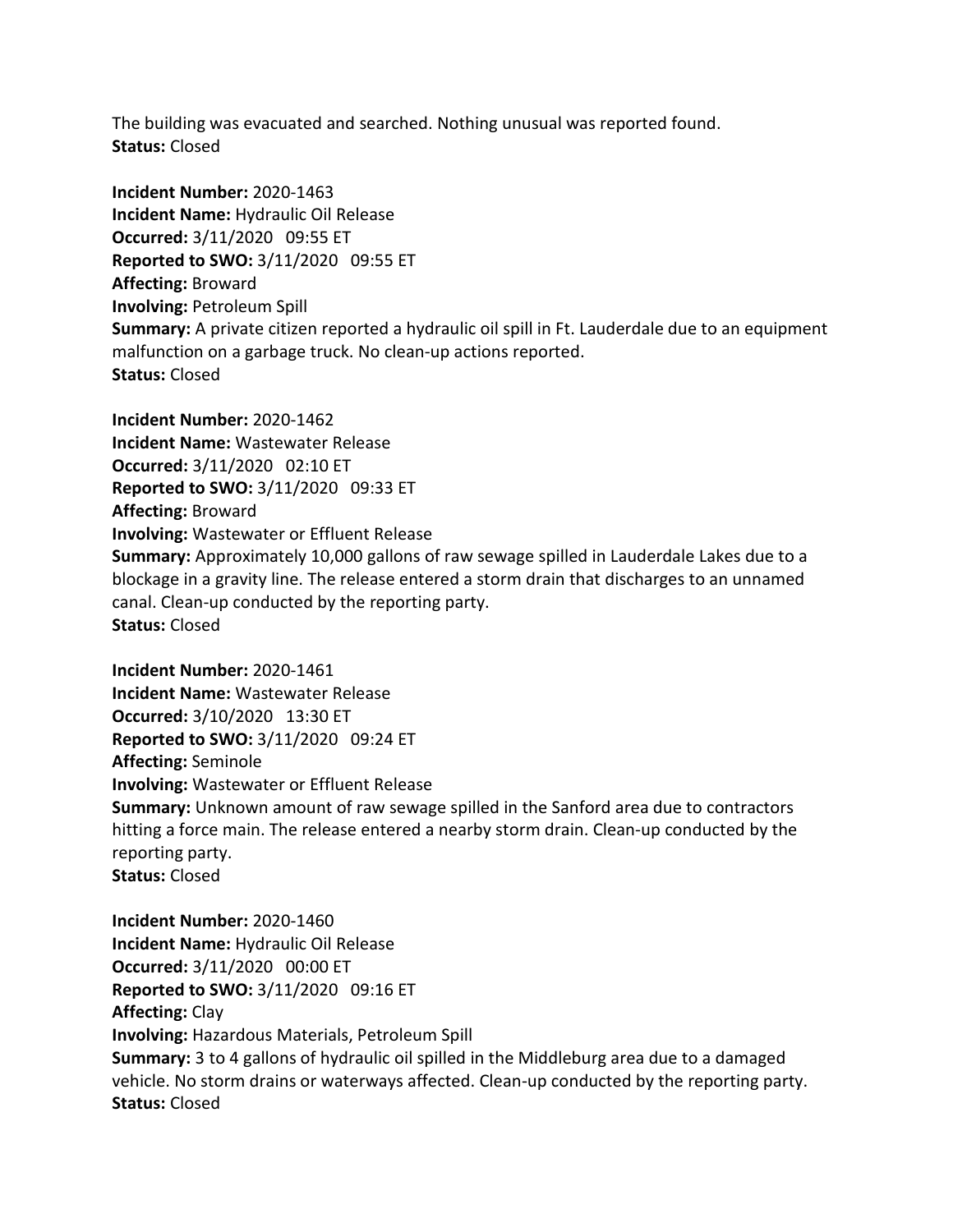The building was evacuated and searched. Nothing unusual was reported found.
**Status:** Closed

**Incident Number:** 2020-1463
**Incident Name:** Hydraulic Oil Release
**Occurred:** 3/11/2020 09:55 ET
**Reported to SWO:** 3/11/2020 09:55 ET
**Affecting:** Broward
**Involving:** Petroleum Spill
**Summary:** A private citizen reported a hydraulic oil spill in Ft. Lauderdale due to an equipment malfunction on a garbage truck. No clean-up actions reported.
**Status:** Closed

**Incident Number:** 2020-1462
**Incident Name:** Wastewater Release
**Occurred:** 3/11/2020 02:10 ET
**Reported to SWO:** 3/11/2020 09:33 ET
**Affecting:** Broward
**Involving:** Wastewater or Effluent Release
**Summary:** Approximately 10,000 gallons of raw sewage spilled in Lauderdale Lakes due to a blockage in a gravity line. The release entered a storm drain that discharges to an unnamed canal. Clean-up conducted by the reporting party.
**Status:** Closed

**Incident Number:** 2020-1461
**Incident Name:** Wastewater Release
**Occurred:** 3/10/2020 13:30 ET
**Reported to SWO:** 3/11/2020 09:24 ET
**Affecting:** Seminole
**Involving:** Wastewater or Effluent Release
**Summary:** Unknown amount of raw sewage spilled in the Sanford area due to contractors hitting a force main. The release entered a nearby storm drain. Clean-up conducted by the reporting party.
**Status:** Closed

**Incident Number:** 2020-1460
**Incident Name:** Hydraulic Oil Release
**Occurred:** 3/11/2020 00:00 ET
**Reported to SWO:** 3/11/2020 09:16 ET
**Affecting:** Clay
**Involving:** Hazardous Materials, Petroleum Spill
**Summary:** 3 to 4 gallons of hydraulic oil spilled in the Middleburg area due to a damaged vehicle. No storm drains or waterways affected. Clean-up conducted by the reporting party.
**Status:** Closed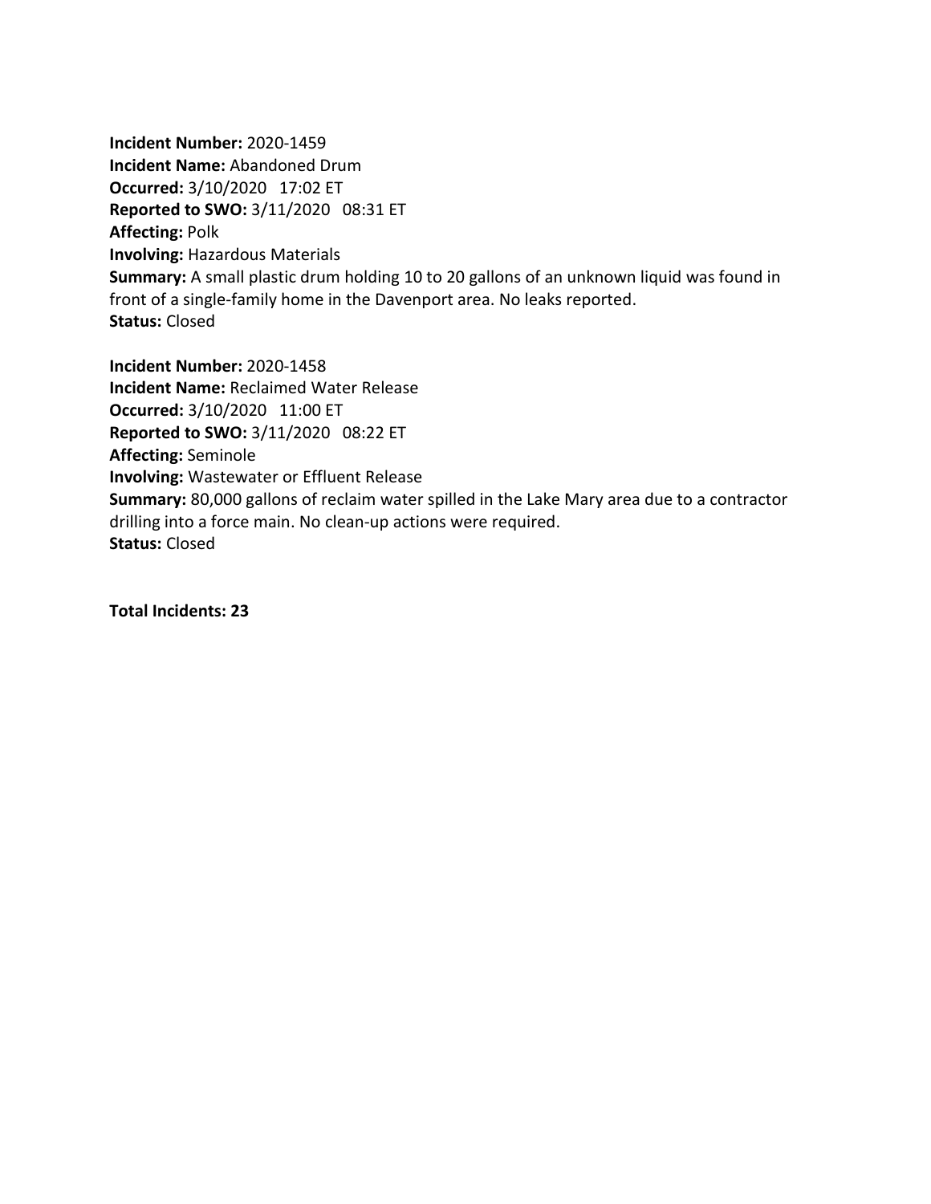**Incident Number:** 2020-1459
**Incident Name:** Abandoned Drum
**Occurred:** 3/10/2020 17:02 ET
**Reported to SWO:** 3/11/2020 08:31 ET
**Affecting:** Polk
**Involving:** Hazardous Materials
**Summary:** A small plastic drum holding 10 to 20 gallons of an unknown liquid was found in front of a single-family home in the Davenport area. No leaks reported.
**Status:** Closed

**Incident Number:** 2020-1458
**Incident Name:** Reclaimed Water Release
**Occurred:** 3/10/2020 11:00 ET
**Reported to SWO:** 3/11/2020 08:22 ET
**Affecting:** Seminole
**Involving:** Wastewater or Effluent Release
**Summary:** 80,000 gallons of reclaim water spilled in the Lake Mary area due to a contractor drilling into a force main. No clean-up actions were required.
**Status:** Closed

**Total Incidents: 23**